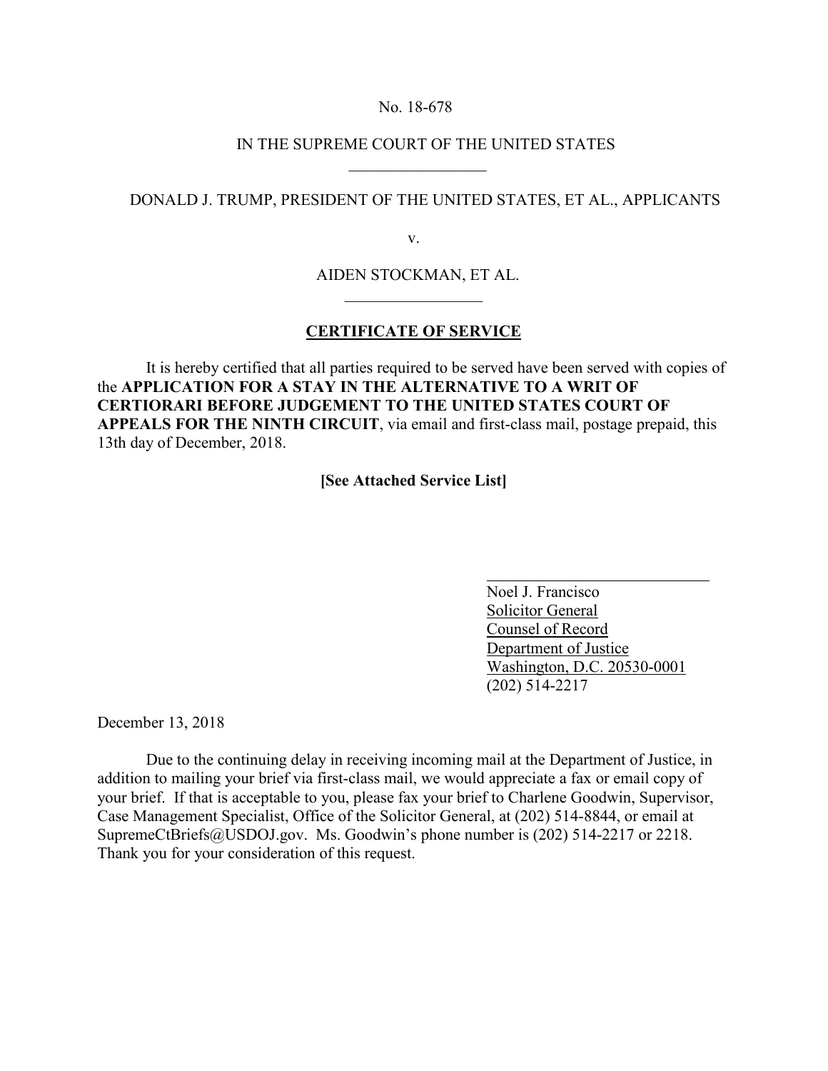No. 18-678

IN THE SUPREME COURT OF THE UNITED STATES

DONALD J. TRUMP, PRESIDENT OF THE UNITED STATES, ET AL., APPLICANTS

v.

AIDEN STOCKMAN, ET AL.

## CERTIFICATE OF SERVICE

It is hereby certified that all parties required to be served have been served with copies of the **APPLICATION FOR A STAY IN THE ALTERNATIVE TO A WRIT OF CERTIORARI BEFORE JUDGEMENT TO THE UNITED STATES COURT OF APPEALS FOR THE NINTH CIRCUIT**, via email and first-class mail, postage prepaid, this 13th day of December, 2018.

**[See Attached Service List]**

Noel J. Francisco
Solicitor General
Counsel of Record
Department of Justice
Washington, D.C. 20530-0001
(202) 514-2217

December 13, 2018

Due to the continuing delay in receiving incoming mail at the Department of Justice, in addition to mailing your brief via first-class mail, we would appreciate a fax or email copy of your brief. If that is acceptable to you, please fax your brief to Charlene Goodwin, Supervisor, Case Management Specialist, Office of the Solicitor General, at (202) 514-8844, or email at SupremeCtBriefs@USDOJ.gov. Ms. Goodwin's phone number is (202) 514-2217 or 2218. Thank you for your consideration of this request.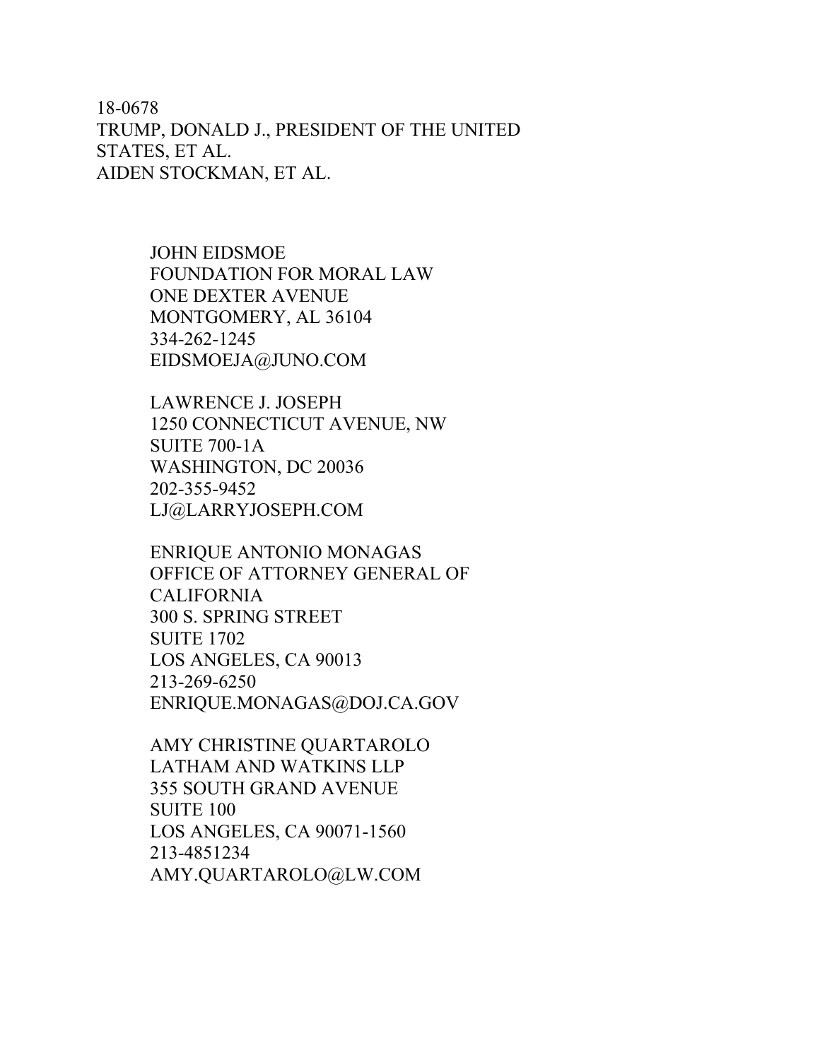18-0678
TRUMP, DONALD J., PRESIDENT OF THE UNITED STATES, ET AL.
AIDEN STOCKMAN, ET AL.

JOHN EIDSMOE
FOUNDATION FOR MORAL LAW
ONE DEXTER AVENUE
MONTGOMERY, AL 36104
334-262-1245
EIDSMOEJA@JUNO.COM

LAWRENCE J. JOSEPH
1250 CONNECTICUT AVENUE, NW
SUITE 700-1A
WASHINGTON, DC 20036
202-355-9452
LJ@LARRYJOSEPH.COM

ENRIQUE ANTONIO MONAGAS
OFFICE OF ATTORNEY GENERAL OF CALIFORNIA
300 S. SPRING STREET
SUITE 1702
LOS ANGELES, CA 90013
213-269-6250
ENRIQUE.MONAGAS@DOJ.CA.GOV

AMY CHRISTINE QUARTAROLO
LATHAM AND WATKINS LLP
355 SOUTH GRAND AVENUE
SUITE 100
LOS ANGELES, CA 90071-1560
213-4851234
AMY.QUARTAROLO@LW.COM